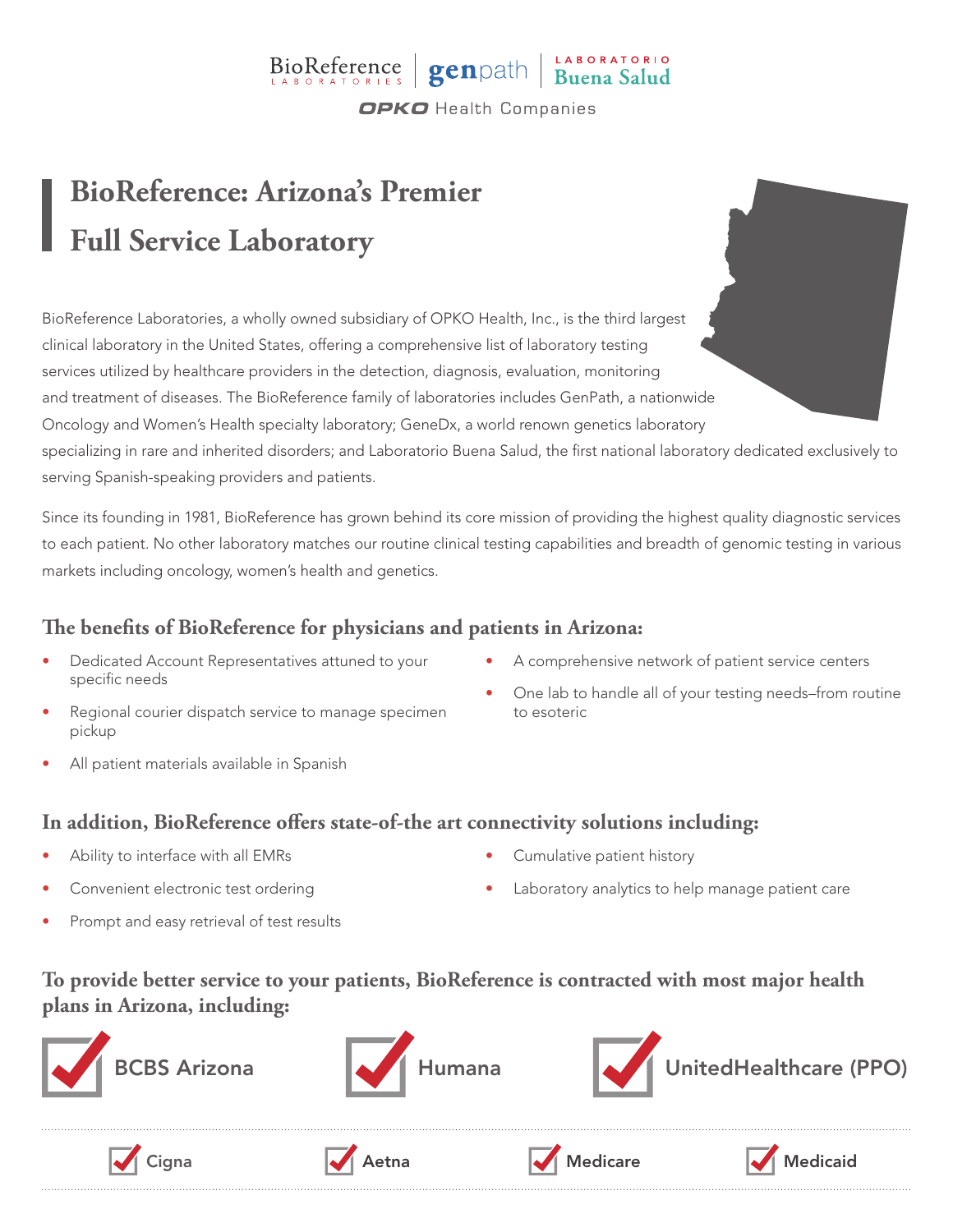BioReference LABORATORIES | genpath | LABORATORIO Buena Salud

OPKO Health Companies

# BioReference: Arizona's Premier Full Service Laboratory

BioReference Laboratories, a wholly owned subsidiary of OPKO Health, Inc., is the third largest clinical laboratory in the United States, offering a comprehensive list of laboratory testing services utilized by healthcare providers in the detection, diagnosis, evaluation, monitoring and treatment of diseases. The BioReference family of laboratories includes GenPath, a nationwide Oncology and Women's Health specialty laboratory; GeneDx, a world renown genetics laboratory specializing in rare and inherited disorders; and Laboratorio Buena Salud, the first national laboratory dedicated exclusively to serving Spanish-speaking providers and patients.

Since its founding in 1981, BioReference has grown behind its core mission of providing the highest quality diagnostic services to each patient. No other laboratory matches our routine clinical testing capabilities and breadth of genomic testing in various markets including oncology, women's health and genetics.

## The benefits of BioReference for physicians and patients in Arizona:

- Dedicated Account Representatives attuned to your specific needs
- Regional courier dispatch service to manage specimen pickup
- All patient materials available in Spanish
- A comprehensive network of patient service centers
- One lab to handle all of your testing needs–from routine to esoteric

## In addition, BioReference offers state-of-the art connectivity solutions including:

- Ability to interface with all EMRs
- Convenient electronic test ordering
- Prompt and easy retrieval of test results
- Cumulative patient history
- Laboratory analytics to help manage patient care

## To provide better service to your patients, BioReference is contracted with most major health plans in Arizona, including:

- ☑ BCBS Arizona
- ☑ Humana
- ☑ UnitedHealthcare (PPO)
- ☑ Cigna
- ☑ Aetna
- ☑ Medicare
- ☑ Medicaid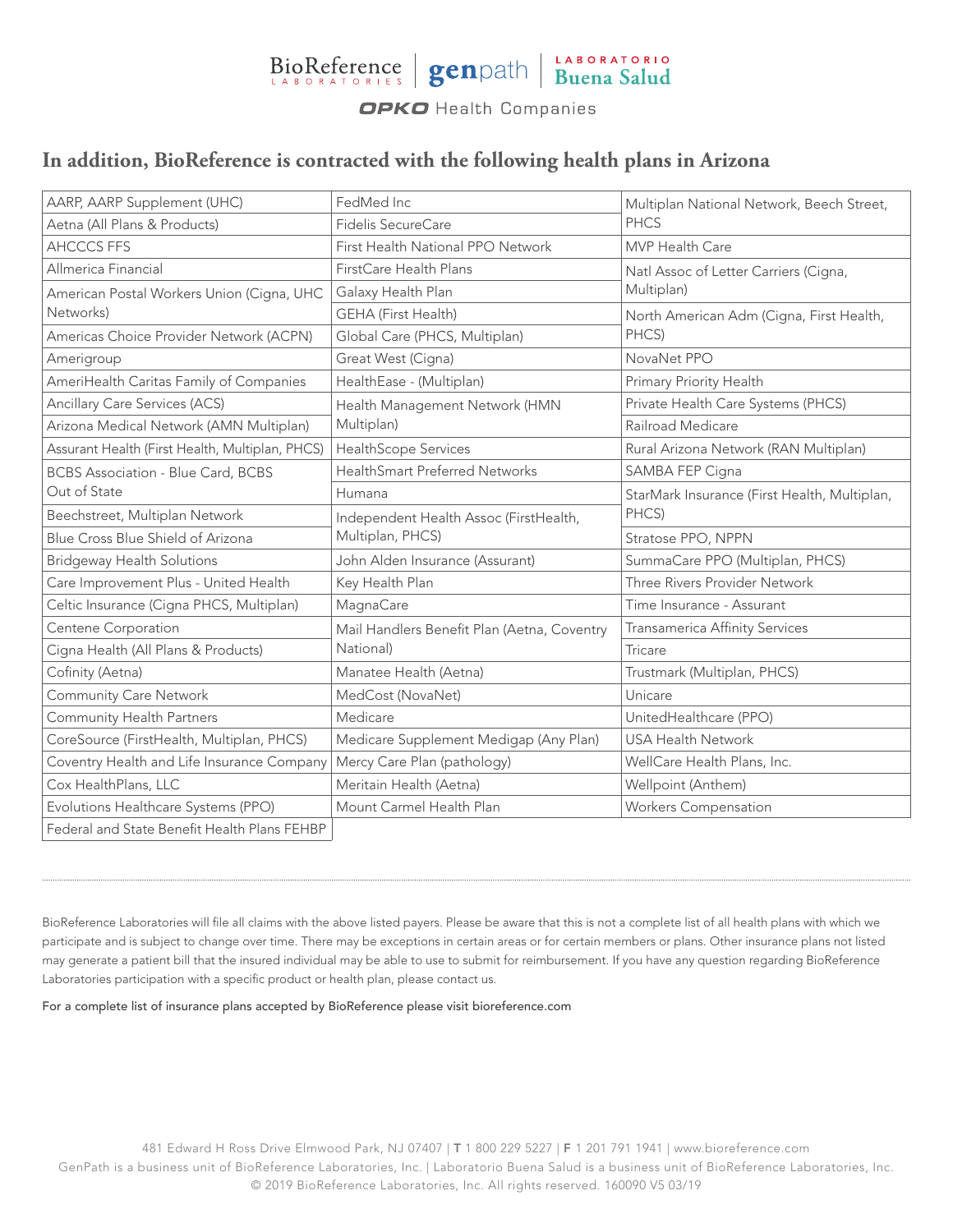## In addition, BioReference is contracted with the following health plans in Arizona

| | | |
|---|---|---|
| AARP, AARP Supplement (UHC) | FedMed Inc | Multiplan National Network, Beech Street, PHCS |
| Aetna (All Plans & Products) | Fidelis SecureCare | |
| AHCCCS FFS | First Health National PPO Network | MVP Health Care |
| Allmerica Financial | FirstCare Health Plans | Natl Assoc of Letter Carriers (Cigna, Multiplan) |
| American Postal Workers Union (Cigna, UHC Networks) | Galaxy Health Plan | |
| | GEHA (First Health) | North American Adm (Cigna, First Health, PHCS) |
| Americas Choice Provider Network (ACPN) | Global Care (PHCS, Multiplan) | |
| Amerigroup | Great West (Cigna) | NovaNet PPO |
| AmeriHealth Caritas Family of Companies | HealthEase - (Multiplan) | Primary Priority Health |
| Ancillary Care Services (ACS) | Health Management Network (HMN Multiplan) | Private Health Care Systems (PHCS) |
| Arizona Medical Network (AMN Multiplan) | | Railroad Medicare |
| Assurant Health (First Health, Multiplan, PHCS) | HealthScope Services | Rural Arizona Network (RAN Multiplan) |
| BCBS Association - Blue Card, BCBS Out of State | HealthSmart Preferred Networks | SAMBA FEP Cigna |
| | Humana | StarMark Insurance (First Health, Multiplan, PHCS) |
| Beechstreet, Multiplan Network | Independent Health Assoc (FirstHealth, Multiplan, PHCS) | |
| Blue Cross Blue Shield of Arizona | | Stratose PPO, NPPN |
| Bridgeway Health Solutions | John Alden Insurance (Assurant) | SummaCare PPO (Multiplan, PHCS) |
| Care Improvement Plus - United Health | Key Health Plan | Three Rivers Provider Network |
| Celtic Insurance (Cigna PHCS, Multiplan) | MagnaCare | Time Insurance - Assurant |
| Centene Corporation | Mail Handlers Benefit Plan (Aetna, Coventry National) | Transamerica Affinity Services |
| Cigna Health (All Plans & Products) | | Tricare |
| Cofinity (Aetna) | Manatee Health (Aetna) | Trustmark (Multiplan, PHCS) |
| Community Care Network | MedCost (NovaNet) | Unicare |
| Community Health Partners | Medicare | UnitedHealthcare (PPO) |
| CoreSource (FirstHealth, Multiplan, PHCS) | Medicare Supplement Medigap (Any Plan) | USA Health Network |
| Coventry Health and Life Insurance Company | Mercy Care Plan (pathology) | WellCare Health Plans, Inc. |
| Cox HealthPlans, LLC | Meritain Health (Aetna) | Wellpoint (Anthem) |
| Evolutions Healthcare Systems (PPO) | Mount Carmel Health Plan | Workers Compensation |
| Federal and State Benefit Health Plans FEHBP | | |

BioReference Laboratories will file all claims with the above listed payers. Please be aware that this is not a complete list of all health plans with which we participate and is subject to change over time. There may be exceptions in certain areas or for certain members or plans. Other insurance plans not listed may generate a patient bill that the insured individual may be able to use to submit for reimbursement. If you have any question regarding BioReference Laboratories participation with a specific product or health plan, please contact us.

For a complete list of insurance plans accepted by BioReference please visit bioreference.com

481 Edward H Ross Drive Elmwood Park, NJ 07407 | **T** 1 800 229 5227 | **F** 1 201 791 1941 | www.bioreference.com
GenPath is a business unit of BioReference Laboratories, Inc. | Laboratorio Buena Salud is a business unit of BioReference Laboratories, Inc.
© 2019 BioReference Laboratories, Inc. All rights reserved. 160090 V5 03/19